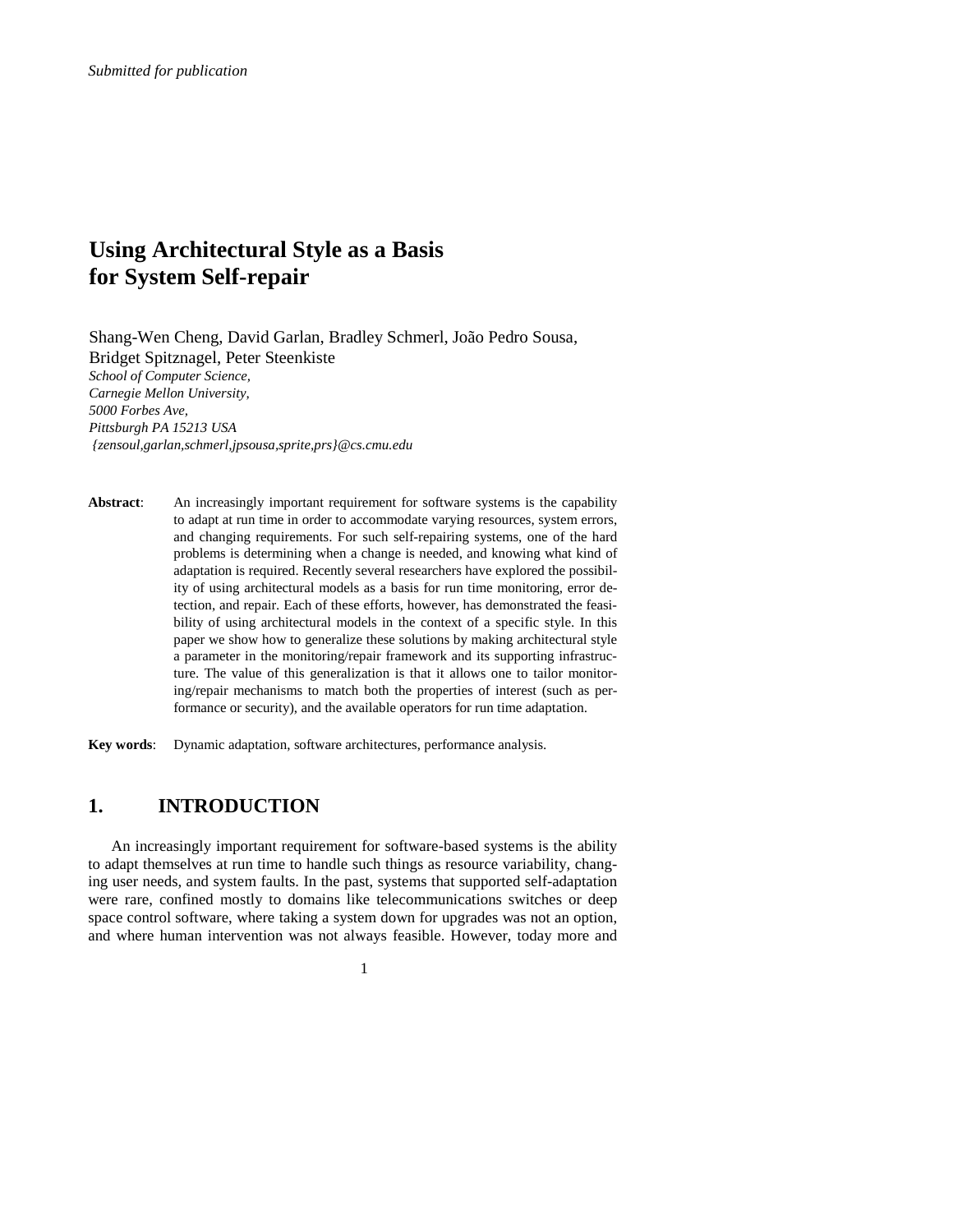*Submitted for publication*

# Using Architectural Style as a Basis for System Self-repair

Shang-Wen Cheng, David Garlan, Bradley Schmerl, João Pedro Sousa, Bridget Spitznagel, Peter Steenkiste

*School of Computer Science,*
*Carnegie Mellon University,*
*5000 Forbes Ave,*
*Pittsburgh PA 15213 USA*
*{zensoul,garlan,schmerl,jpsousa,sprite,prs}@cs.cmu.edu*

**Abstract**: An increasingly important requirement for software systems is the capability to adapt at run time in order to accommodate varying resources, system errors, and changing requirements. For such self-repairing systems, one of the hard problems is determining when a change is needed, and knowing what kind of adaptation is required. Recently several researchers have explored the possibility of using architectural models as a basis for run time monitoring, error detection, and repair. Each of these efforts, however, has demonstrated the feasibility of using architectural models in the context of a specific style. In this paper we show how to generalize these solutions by making architectural style a parameter in the monitoring/repair framework and its supporting infrastructure. The value of this generalization is that it allows one to tailor monitoring/repair mechanisms to match both the properties of interest (such as performance or security), and the available operators for run time adaptation.

**Key words**: Dynamic adaptation, software architectures, performance analysis.

## 1. INTRODUCTION

An increasingly important requirement for software-based systems is the ability to adapt themselves at run time to handle such things as resource variability, changing user needs, and system faults. In the past, systems that supported self-adaptation were rare, confined mostly to domains like telecommunications switches or deep space control software, where taking a system down for upgrades was not an option, and where human intervention was not always feasible. However, today more and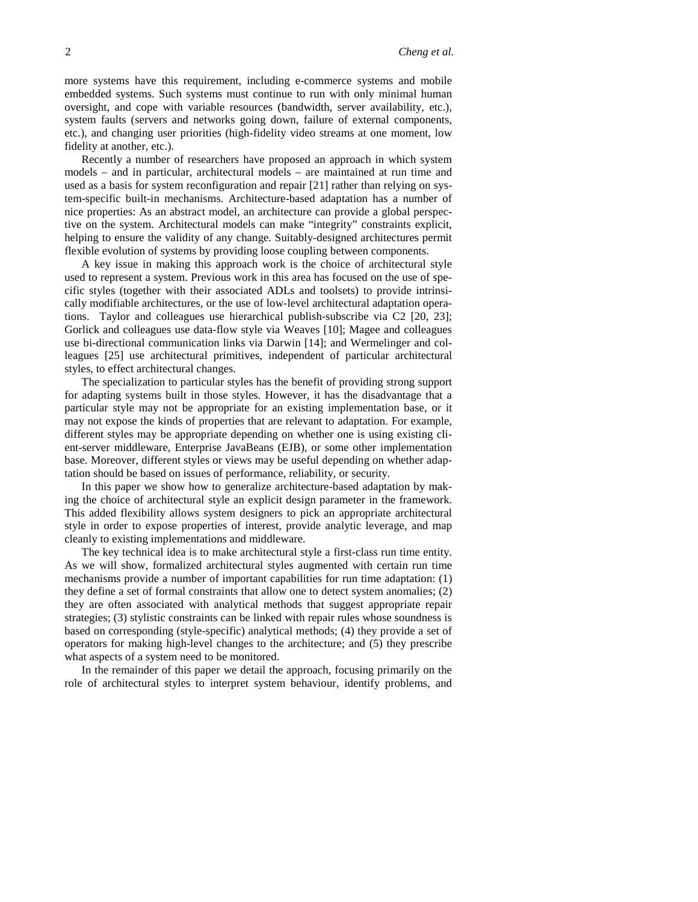more systems have this requirement, including e-commerce systems and mobile embedded systems. Such systems must continue to run with only minimal human oversight, and cope with variable resources (bandwidth, server availability, etc.), system faults (servers and networks going down, failure of external components, etc.), and changing user priorities (high-fidelity video streams at one moment, low fidelity at another, etc.).

Recently a number of researchers have proposed an approach in which system models – and in particular, architectural models – are maintained at run time and used as a basis for system reconfiguration and repair [21] rather than relying on system-specific built-in mechanisms. Architecture-based adaptation has a number of nice properties: As an abstract model, an architecture can provide a global perspective on the system. Architectural models can make "integrity" constraints explicit, helping to ensure the validity of any change. Suitably-designed architectures permit flexible evolution of systems by providing loose coupling between components.

A key issue in making this approach work is the choice of architectural style used to represent a system. Previous work in this area has focused on the use of specific styles (together with their associated ADLs and toolsets) to provide intrinsically modifiable architectures, or the use of low-level architectural adaptation operations. Taylor and colleagues use hierarchical publish-subscribe via C2 [20, 23]; Gorlick and colleagues use data-flow style via Weaves [10]; Magee and colleagues use bi-directional communication links via Darwin [14]; and Wermelinger and colleagues [25] use architectural primitives, independent of particular architectural styles, to effect architectural changes.

The specialization to particular styles has the benefit of providing strong support for adapting systems built in those styles. However, it has the disadvantage that a particular style may not be appropriate for an existing implementation base, or it may not expose the kinds of properties that are relevant to adaptation. For example, different styles may be appropriate depending on whether one is using existing client-server middleware, Enterprise JavaBeans (EJB), or some other implementation base. Moreover, different styles or views may be useful depending on whether adaptation should be based on issues of performance, reliability, or security.

In this paper we show how to generalize architecture-based adaptation by making the choice of architectural style an explicit design parameter in the framework. This added flexibility allows system designers to pick an appropriate architectural style in order to expose properties of interest, provide analytic leverage, and map cleanly to existing implementations and middleware.

The key technical idea is to make architectural style a first-class run time entity. As we will show, formalized architectural styles augmented with certain run time mechanisms provide a number of important capabilities for run time adaptation: (1) they define a set of formal constraints that allow one to detect system anomalies; (2) they are often associated with analytical methods that suggest appropriate repair strategies; (3) stylistic constraints can be linked with repair rules whose soundness is based on corresponding (style-specific) analytical methods; (4) they provide a set of operators for making high-level changes to the architecture; and (5) they prescribe what aspects of a system need to be monitored.

In the remainder of this paper we detail the approach, focusing primarily on the role of architectural styles to interpret system behaviour, identify problems, and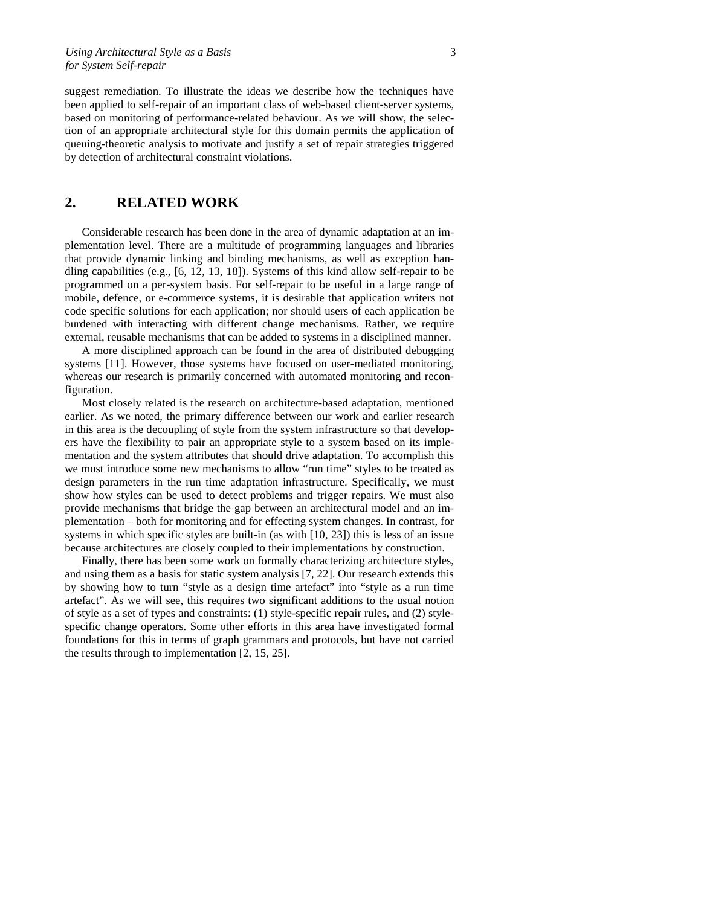suggest remediation. To illustrate the ideas we describe how the techniques have been applied to self-repair of an important class of web-based client-server systems, based on monitoring of performance-related behaviour. As we will show, the selection of an appropriate architectural style for this domain permits the application of queuing-theoretic analysis to motivate and justify a set of repair strategies triggered by detection of architectural constraint violations.

## 2. RELATED WORK

Considerable research has been done in the area of dynamic adaptation at an implementation level. There are a multitude of programming languages and libraries that provide dynamic linking and binding mechanisms, as well as exception handling capabilities (e.g., [6, 12, 13, 18]). Systems of this kind allow self-repair to be programmed on a per-system basis. For self-repair to be useful in a large range of mobile, defence, or e-commerce systems, it is desirable that application writers not code specific solutions for each application; nor should users of each application be burdened with interacting with different change mechanisms. Rather, we require external, reusable mechanisms that can be added to systems in a disciplined manner.

A more disciplined approach can be found in the area of distributed debugging systems [11]. However, those systems have focused on user-mediated monitoring, whereas our research is primarily concerned with automated monitoring and reconfiguration.

Most closely related is the research on architecture-based adaptation, mentioned earlier. As we noted, the primary difference between our work and earlier research in this area is the decoupling of style from the system infrastructure so that developers have the flexibility to pair an appropriate style to a system based on its implementation and the system attributes that should drive adaptation. To accomplish this we must introduce some new mechanisms to allow "run time" styles to be treated as design parameters in the run time adaptation infrastructure. Specifically, we must show how styles can be used to detect problems and trigger repairs. We must also provide mechanisms that bridge the gap between an architectural model and an implementation – both for monitoring and for effecting system changes. In contrast, for systems in which specific styles are built-in (as with [10, 23]) this is less of an issue because architectures are closely coupled to their implementations by construction.

Finally, there has been some work on formally characterizing architecture styles, and using them as a basis for static system analysis [7, 22]. Our research extends this by showing how to turn "style as a design time artefact" into "style as a run time artefact". As we will see, this requires two significant additions to the usual notion of style as a set of types and constraints: (1) style-specific repair rules, and (2) style-specific change operators. Some other efforts in this area have investigated formal foundations for this in terms of graph grammars and protocols, but have not carried the results through to implementation [2, 15, 25].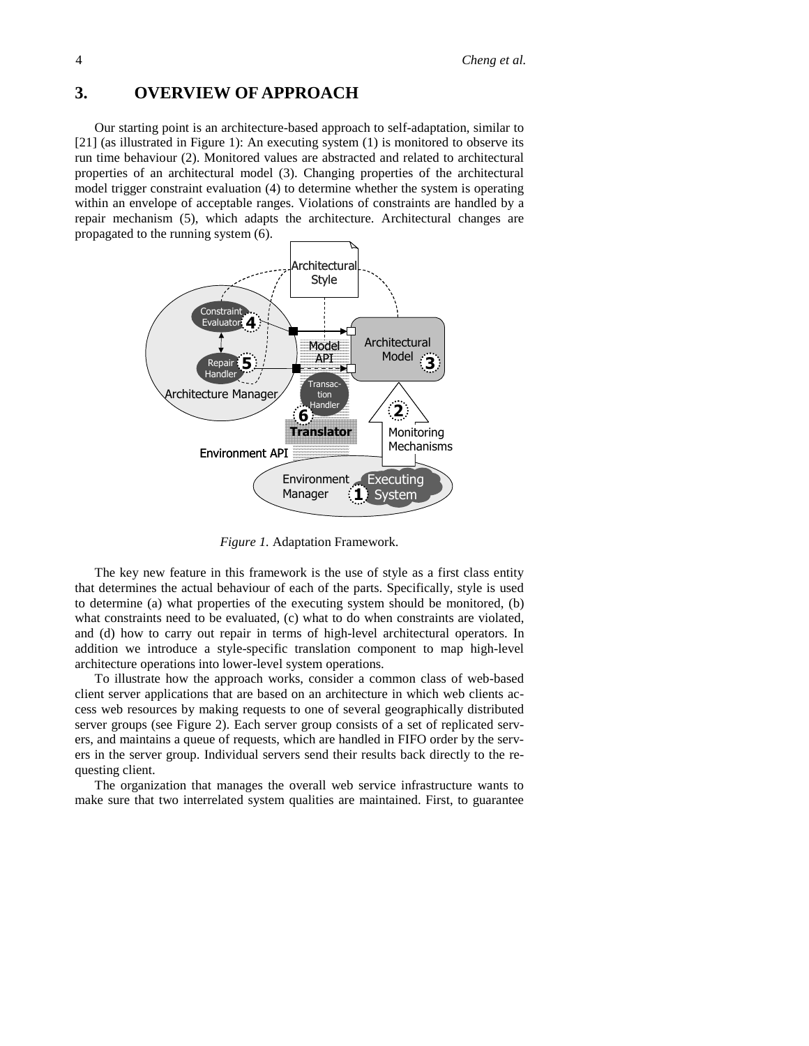## 3. OVERVIEW OF APPROACH

Our starting point is an architecture-based approach to self-adaptation, similar to [21] (as illustrated in Figure 1): An executing system (1) is monitored to observe its run time behaviour (2). Monitored values are abstracted and related to architectural properties of an architectural model (3). Changing properties of the architectural model trigger constraint evaluation (4) to determine whether the system is operating within an envelope of acceptable ranges. Violations of constraints are handled by a repair mechanism (5), which adapts the architecture. Architectural changes are propagated to the running system (6).

*Figure 1.* Adaptation Framework.

The key new feature in this framework is the use of style as a first class entity that determines the actual behaviour of each of the parts. Specifically, style is used to determine (a) what properties of the executing system should be monitored, (b) what constraints need to be evaluated, (c) what to do when constraints are violated, and (d) how to carry out repair in terms of high-level architectural operators. In addition we introduce a style-specific translation component to map high-level architecture operations into lower-level system operations.

To illustrate how the approach works, consider a common class of web-based client server applications that are based on an architecture in which web clients access web resources by making requests to one of several geographically distributed server groups (see Figure 2). Each server group consists of a set of replicated servers, and maintains a queue of requests, which are handled in FIFO order by the servers in the server group. Individual servers send their results back directly to the requesting client.

The organization that manages the overall web service infrastructure wants to make sure that two interrelated system qualities are maintained. First, to guarantee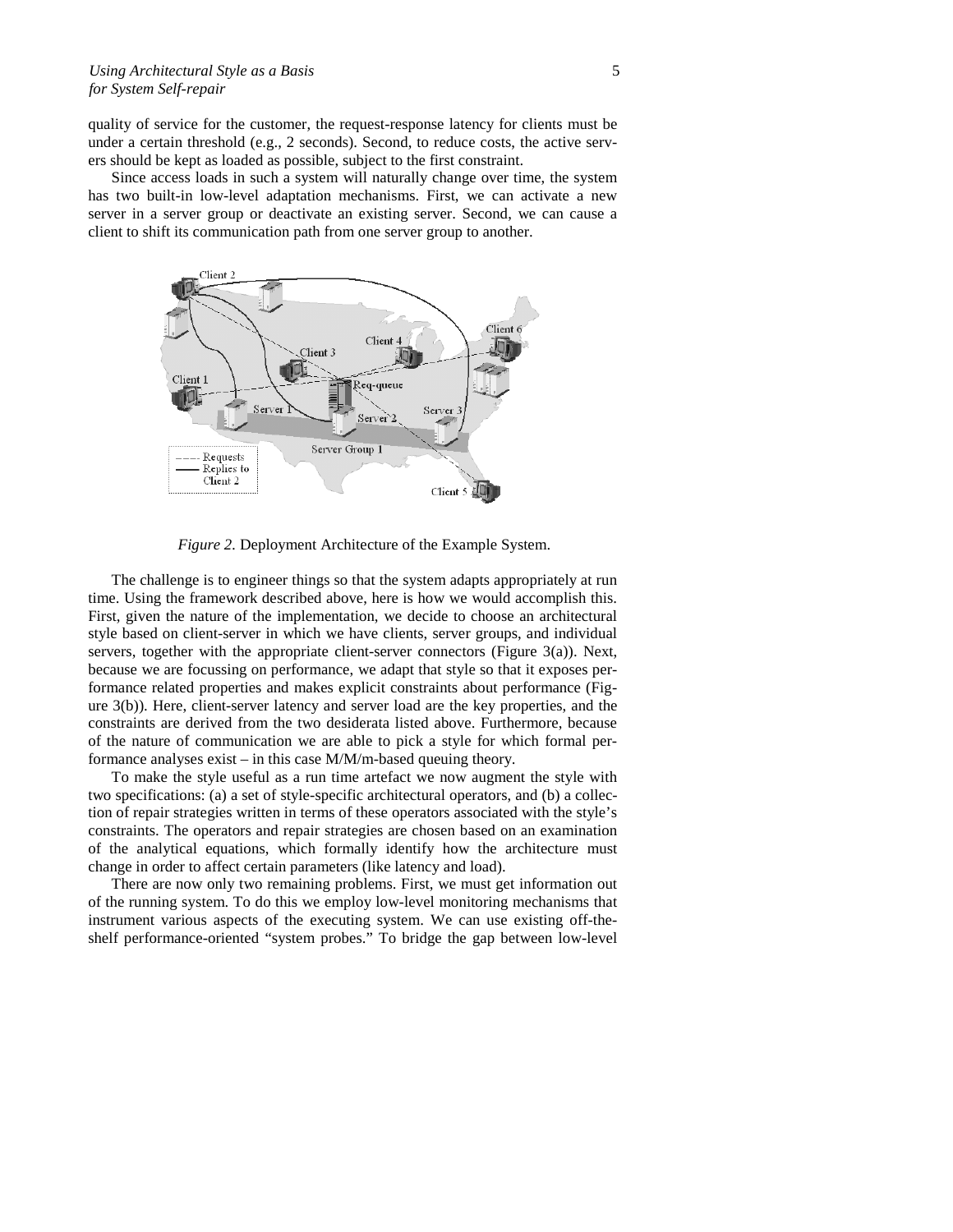quality of service for the customer, the request-response latency for clients must be under a certain threshold (e.g., 2 seconds). Second, to reduce costs, the active servers should be kept as loaded as possible, subject to the first constraint.

Since access loads in such a system will naturally change over time, the system has two built-in low-level adaptation mechanisms. First, we can activate a new server in a server group or deactivate an existing server. Second, we can cause a client to shift its communication path from one server group to another.

Client 2
Client 6
Client 4
Client 3
Client 1
Req-queue
Server 1
Server 2
Server 3
Server Group 1
Requests
Replies to Client 2
Client 5

*Figure 2.* Deployment Architecture of the Example System.

The challenge is to engineer things so that the system adapts appropriately at run time. Using the framework described above, here is how we would accomplish this. First, given the nature of the implementation, we decide to choose an architectural style based on client-server in which we have clients, server groups, and individual servers, together with the appropriate client-server connectors (Figure 3(a)). Next, because we are focussing on performance, we adapt that style so that it exposes performance related properties and makes explicit constraints about performance (Figure 3(b)). Here, client-server latency and server load are the key properties, and the constraints are derived from the two desiderata listed above. Furthermore, because of the nature of communication we are able to pick a style for which formal performance analyses exist – in this case M/M/m-based queuing theory.

To make the style useful as a run time artefact we now augment the style with two specifications: (a) a set of style-specific architectural operators, and (b) a collection of repair strategies written in terms of these operators associated with the style's constraints. The operators and repair strategies are chosen based on an examination of the analytical equations, which formally identify how the architecture must change in order to affect certain parameters (like latency and load).

There are now only two remaining problems. First, we must get information out of the running system. To do this we employ low-level monitoring mechanisms that instrument various aspects of the executing system. We can use existing off-the-shelf performance-oriented "system probes." To bridge the gap between low-level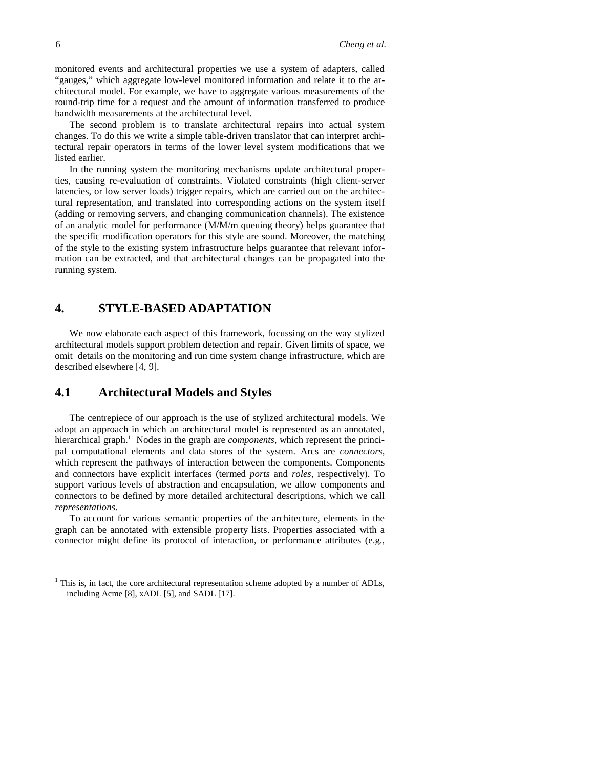monitored events and architectural properties we use a system of adapters, called "gauges," which aggregate low-level monitored information and relate it to the architectural model. For example, we have to aggregate various measurements of the round-trip time for a request and the amount of information transferred to produce bandwidth measurements at the architectural level.

The second problem is to translate architectural repairs into actual system changes. To do this we write a simple table-driven translator that can interpret architectural repair operators in terms of the lower level system modifications that we listed earlier.

In the running system the monitoring mechanisms update architectural properties, causing re-evaluation of constraints. Violated constraints (high client-server latencies, or low server loads) trigger repairs, which are carried out on the architectural representation, and translated into corresponding actions on the system itself (adding or removing servers, and changing communication channels). The existence of an analytic model for performance (M/M/m queuing theory) helps guarantee that the specific modification operators for this style are sound. Moreover, the matching of the style to the existing system infrastructure helps guarantee that relevant information can be extracted, and that architectural changes can be propagated into the running system.

## 4. STYLE-BASED ADAPTATION

We now elaborate each aspect of this framework, focussing on the way stylized architectural models support problem detection and repair. Given limits of space, we omit details on the monitoring and run time system change infrastructure, which are described elsewhere [4, 9].

### 4.1 Architectural Models and Styles

The centrepiece of our approach is the use of stylized architectural models. We adopt an approach in which an architectural model is represented as an annotated, hierarchical graph.[1] Nodes in the graph are *components*, which represent the principal computational elements and data stores of the system. Arcs are *connectors*, which represent the pathways of interaction between the components. Components and connectors have explicit interfaces (termed *ports* and *roles*, respectively). To support various levels of abstraction and encapsulation, we allow components and connectors to be defined by more detailed architectural descriptions, which we call *representations*.

To account for various semantic properties of the architecture, elements in the graph can be annotated with extensible property lists. Properties associated with a connector might define its protocol of interaction, or performance attributes (e.g.,

[1] This is, in fact, the core architectural representation scheme adopted by a number of ADLs, including Acme [8], xADL [5], and SADL [17].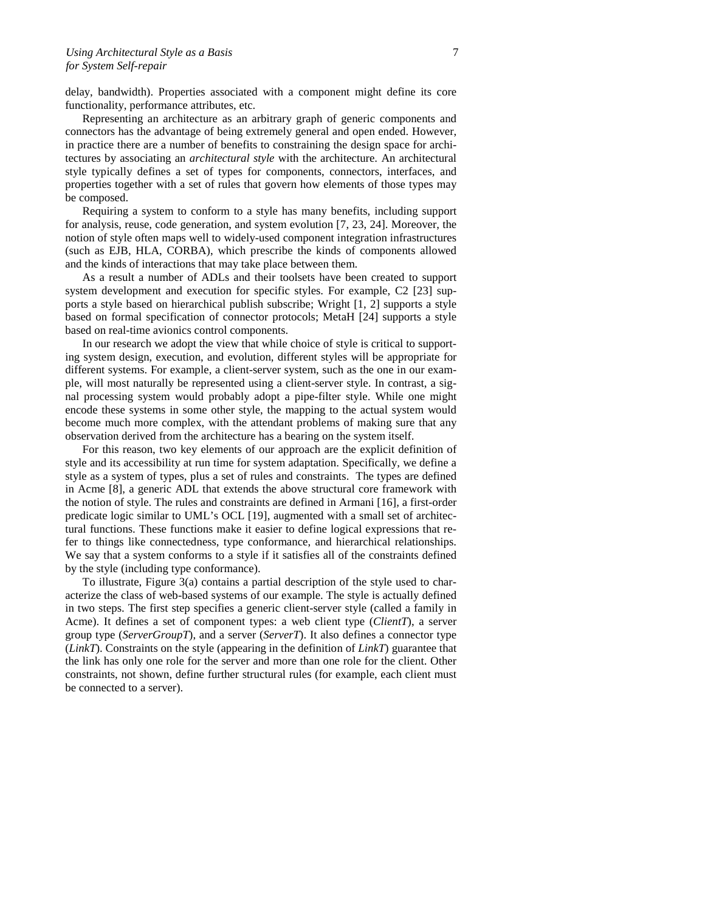delay, bandwidth). Properties associated with a component might define its core functionality, performance attributes, etc.

Representing an architecture as an arbitrary graph of generic components and connectors has the advantage of being extremely general and open ended. However, in practice there are a number of benefits to constraining the design space for architectures by associating an *architectural style* with the architecture. An architectural style typically defines a set of types for components, connectors, interfaces, and properties together with a set of rules that govern how elements of those types may be composed.

Requiring a system to conform to a style has many benefits, including support for analysis, reuse, code generation, and system evolution [7, 23, 24]. Moreover, the notion of style often maps well to widely-used component integration infrastructures (such as EJB, HLA, CORBA), which prescribe the kinds of components allowed and the kinds of interactions that may take place between them.

As a result a number of ADLs and their toolsets have been created to support system development and execution for specific styles. For example, C2 [23] supports a style based on hierarchical publish subscribe; Wright [1, 2] supports a style based on formal specification of connector protocols; MetaH [24] supports a style based on real-time avionics control components.

In our research we adopt the view that while choice of style is critical to supporting system design, execution, and evolution, different styles will be appropriate for different systems. For example, a client-server system, such as the one in our example, will most naturally be represented using a client-server style. In contrast, a signal processing system would probably adopt a pipe-filter style. While one might encode these systems in some other style, the mapping to the actual system would become much more complex, with the attendant problems of making sure that any observation derived from the architecture has a bearing on the system itself.

For this reason, two key elements of our approach are the explicit definition of style and its accessibility at run time for system adaptation. Specifically, we define a style as a system of types, plus a set of rules and constraints. The types are defined in Acme [8], a generic ADL that extends the above structural core framework with the notion of style. The rules and constraints are defined in Armani [16], a first-order predicate logic similar to UML's OCL [19], augmented with a small set of architectural functions. These functions make it easier to define logical expressions that refer to things like connectedness, type conformance, and hierarchical relationships. We say that a system conforms to a style if it satisfies all of the constraints defined by the style (including type conformance).

To illustrate, Figure 3(a) contains a partial description of the style used to characterize the class of web-based systems of our example. The style is actually defined in two steps. The first step specifies a generic client-server style (called a family in Acme). It defines a set of component types: a web client type (*ClientT*), a server group type (*ServerGroupT*), and a server (*ServerT*). It also defines a connector type (*LinkT*). Constraints on the style (appearing in the definition of *LinkT*) guarantee that the link has only one role for the server and more than one role for the client. Other constraints, not shown, define further structural rules (for example, each client must be connected to a server).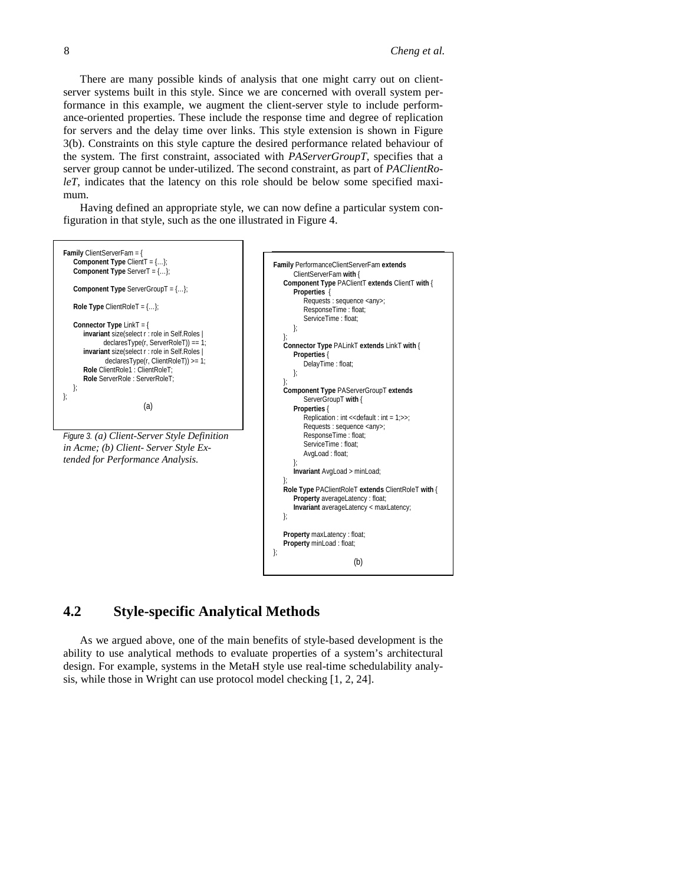There are many possible kinds of analysis that one might carry out on client-server systems built in this style. Since we are concerned with overall system performance in this example, we augment the client-server style to include performance-oriented properties. These include the response time and degree of replication for servers and the delay time over links. This style extension is shown in Figure 3(b). Constraints on this style capture the desired performance related behaviour of the system. The first constraint, associated with *PAServerGroupT*, specifies that a server group cannot be under-utilized. The second constraint, as part of *PAClientRoleT*, indicates that the latency on this role should be below some specified maximum.

Having defined an appropriate style, we can now define a particular system configuration in that style, such as the one illustrated in Figure 4.

```
Family ClientServerFam = {
    Component Type ClientT = {...};
    Component Type ServerT = {...};

    Component Type ServerGroupT = {...};

    Role Type ClientRoleT = {...};

    Connector Type LinkT = {
        invariant size(select r : role in Self.Roles |
                declaresType(r, ServerRoleT)) == 1;
        invariant size(select r : role in Self.Roles |
                declaresType(r, ClientRoleT)) >= 1;
        Role ClientRole1 : ClientRoleT;
        Role ServerRole : ServerRoleT;
    };
};
                        (a)
```

```
Family PerformanceClientServerFam extends
        ClientServerFam with {
    Component Type PAClientT extends ClientT with {
        Properties {
            Requests : sequence <any>;
            ResponseTime : float;
            ServiceTime : float;
        };
    };
    Connector Type PALinkT extends LinkT with {
        Properties {
            DelayTime : float;
        };
    };
    Component Type PAServerGroupT extends
            ServerGroupT with {
        Properties {
            Replication : int <<default : int = 1;>>;
            Requests : sequence <any>;
            ResponseTime : float;
            ServiceTime : float;
            AvgLoad : float;
        };
        Invariant AvgLoad > minLoad;
    };
    Role Type PAClientRoleT extends ClientRoleT with {
        Property averageLatency : float;
        Invariant averageLatency < maxLatency;
    };

    Property maxLatency : float;
    Property minLoad : float;
};
                        (b)
```

*Figure 3. (a) Client-Server Style Definition in Acme; (b) Client- Server Style Extended for Performance Analysis.*

## 4.2 Style-specific Analytical Methods

As we argued above, one of the main benefits of style-based development is the ability to use analytical methods to evaluate properties of a system's architectural design. For example, systems in the MetaH style use real-time schedulability analysis, while those in Wright can use protocol model checking [1, 2, 24].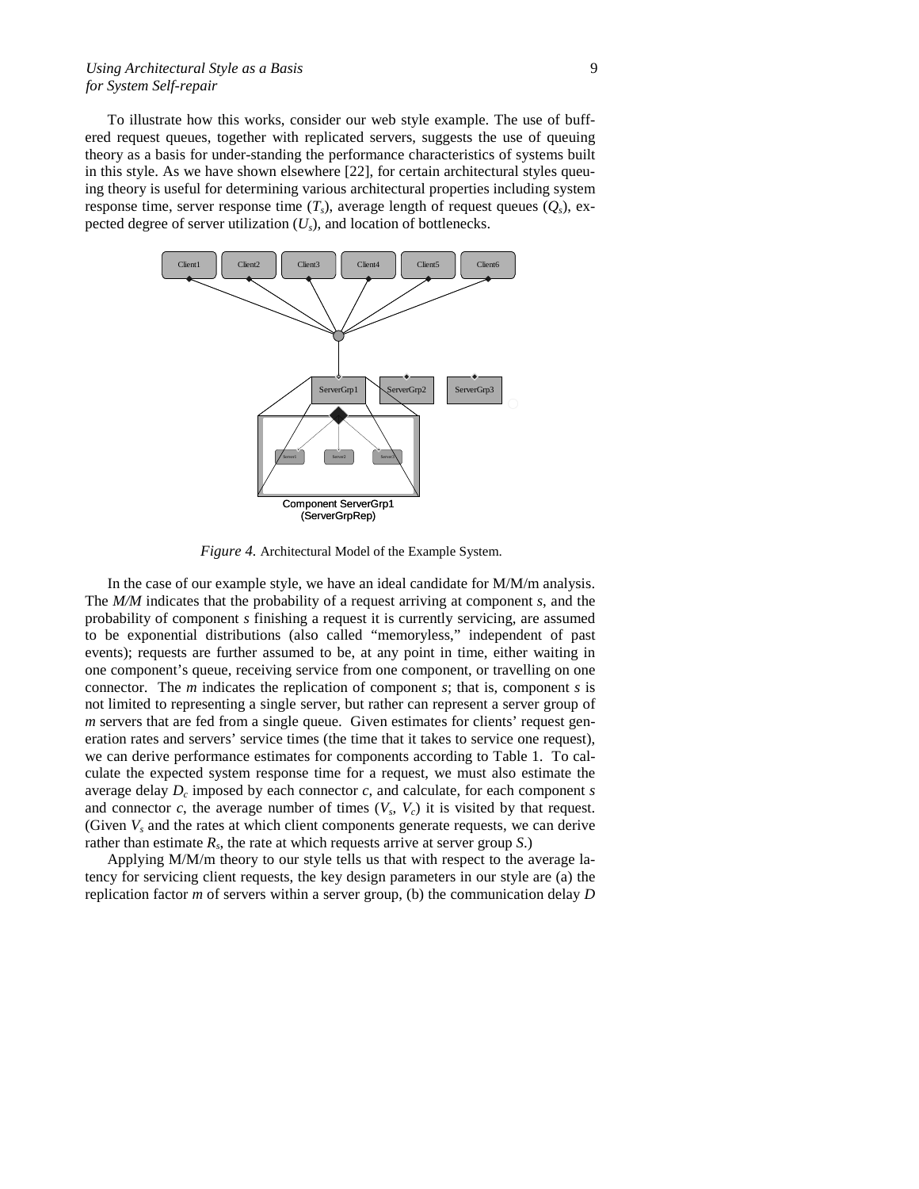To illustrate how this works, consider our web style example. The use of buffered request queues, together with replicated servers, suggests the use of queuing theory as a basis for under-standing the performance characteristics of systems built in this style. As we have shown elsewhere [22], for certain architectural styles queuing theory is useful for determining various architectural properties including system response time, server response time ($T_s$), average length of request queues ($Q_s$), expected degree of server utilization ($U_s$), and location of bottlenecks.

*Figure 4.* Architectural Model of the Example System.

In the case of our example style, we have an ideal candidate for M/M/m analysis. The *M/M* indicates that the probability of a request arriving at component *s*, and the probability of component *s* finishing a request it is currently servicing, are assumed to be exponential distributions (also called "memoryless," independent of past events); requests are further assumed to be, at any point in time, either waiting in one component's queue, receiving service from one component, or travelling on one connector. The *m* indicates the replication of component *s*; that is, component *s* is not limited to representing a single server, but rather can represent a server group of *m* servers that are fed from a single queue. Given estimates for clients' request generation rates and servers' service times (the time that it takes to service one request), we can derive performance estimates for components according to Table 1. To calculate the expected system response time for a request, we must also estimate the average delay $D_c$ imposed by each connector *c*, and calculate, for each component *s* and connector *c*, the average number of times ($V_s$, $V_c$) it is visited by that request. (Given $V_s$ and the rates at which client components generate requests, we can derive rather than estimate $R_s$, the rate at which requests arrive at server group *S*.)

Applying M/M/m theory to our style tells us that with respect to the average latency for servicing client requests, the key design parameters in our style are (a) the replication factor *m* of servers within a server group, (b) the communication delay *D*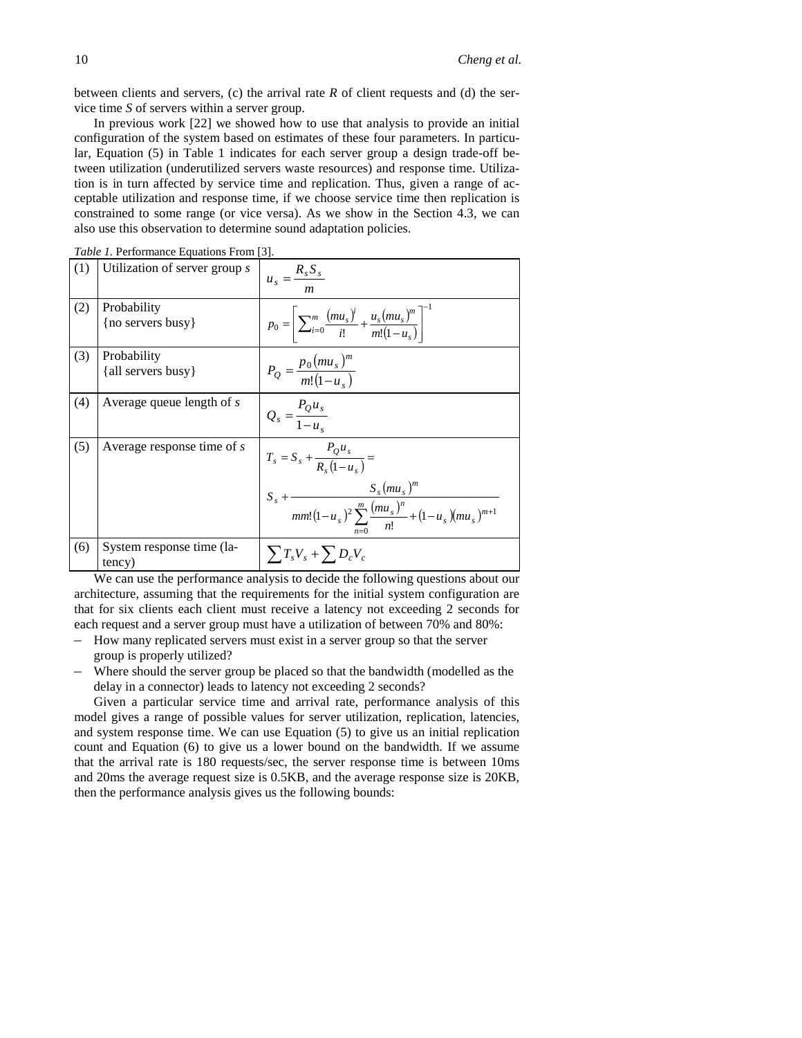between clients and servers, (c) the arrival rate $R$ of client requests and (d) the service time $S$ of servers within a server group.

In previous work [22] we showed how to use that analysis to provide an initial configuration of the system based on estimates of these four parameters. In particular, Equation (5) in Table 1 indicates for each server group a design trade-off between utilization (underutilized servers waste resources) and response time. Utilization is in turn affected by service time and replication. Thus, given a range of acceptable utilization and response time, if we choose service time then replication is constrained to some range (or vice versa). As we show in the Section 4.3, we can also use this observation to determine sound adaptation policies.

*Table 1.* Performance Equations From [3].

| | | |
|---|---|---|
| (1) | Utilization of server group *s* | $u_s = \frac{R_s S_s}{m}$ |
| (2) | Probability {no servers busy} | $p_0 = \left[ \sum_{i=0}^{m} \frac{(mu_s)^i}{i!} + \frac{u_s (mu_s)^m}{m!(1-u_s)} \right]^{-1}$ |
| (3) | Probability {all servers busy} | $P_Q = \frac{p_0 (mu_s)^m}{m!(1-u_s)}$ |
| (4) | Average queue length of *s* | $Q_s = \frac{P_Q u_s}{1-u_s}$ |
| (5) | Average response time of *s* | $T_s = S_s + \frac{P_Q u_s}{R_s(1-u_s)} = S_s + \frac{S_s (mu_s)^m}{mm!(1-u_s)^2 \sum_{n=0}^{m} \frac{(mu_s)^n}{n!} + (1-u_s)(mu_s)^{m+1}}$ |
| (6) | System response time (latency) | $\sum T_s V_s + \sum D_c V_c$ |

We can use the performance analysis to decide the following questions about our architecture, assuming that the requirements for the initial system configuration are that for six clients each client must receive a latency not exceeding 2 seconds for each request and a server group must have a utilization of between 70% and 80%:

- How many replicated servers must exist in a server group so that the server group is properly utilized?
- Where should the server group be placed so that the bandwidth (modelled as the delay in a connector) leads to latency not exceeding 2 seconds?

Given a particular service time and arrival rate, performance analysis of this model gives a range of possible values for server utilization, replication, latencies, and system response time. We can use Equation (5) to give us an initial replication count and Equation (6) to give us a lower bound on the bandwidth. If we assume that the arrival rate is 180 requests/sec, the server response time is between 10ms and 20ms the average request size is 0.5KB, and the average response size is 20KB, then the performance analysis gives us the following bounds: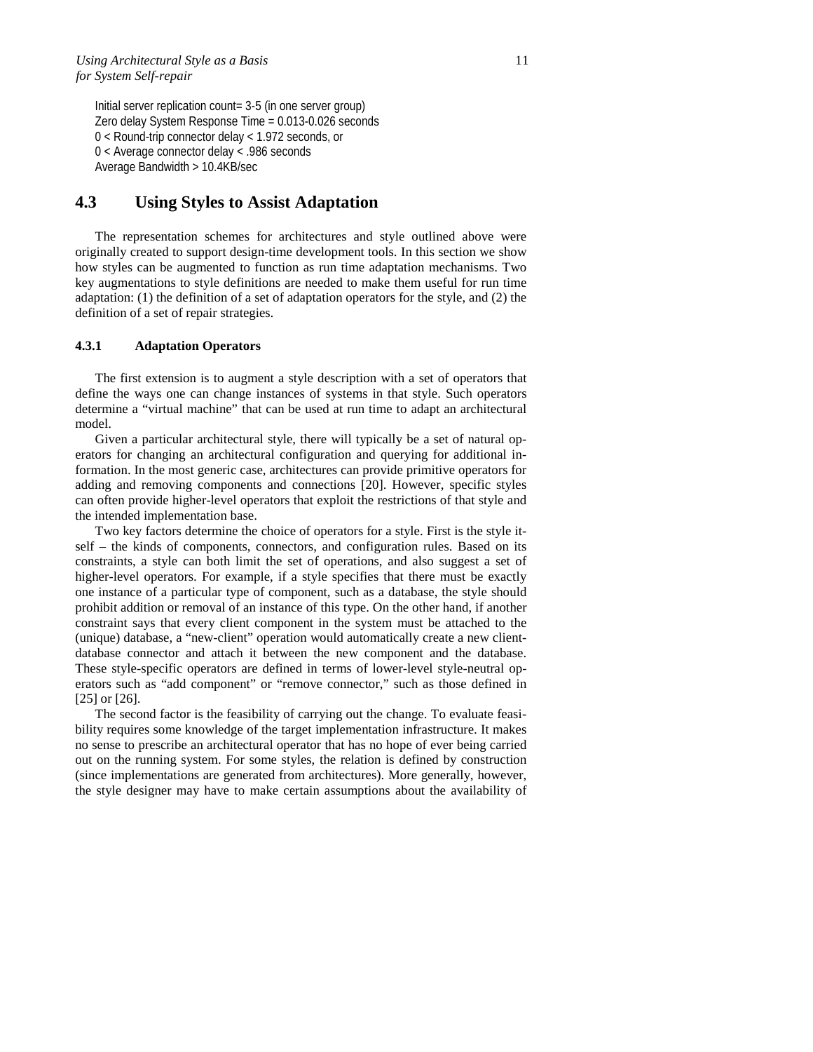Initial server replication count= 3-5 (in one server group)
Zero delay System Response Time = 0.013-0.026 seconds
0 < Round-trip connector delay < 1.972 seconds, or
0 < Average connector delay < .986 seconds
Average Bandwidth > 10.4KB/sec

## 4.3 Using Styles to Assist Adaptation

The representation schemes for architectures and style outlined above were originally created to support design-time development tools. In this section we show how styles can be augmented to function as run time adaptation mechanisms. Two key augmentations to style definitions are needed to make them useful for run time adaptation: (1) the definition of a set of adaptation operators for the style, and (2) the definition of a set of repair strategies.

### 4.3.1 Adaptation Operators

The first extension is to augment a style description with a set of operators that define the ways one can change instances of systems in that style. Such operators determine a "virtual machine" that can be used at run time to adapt an architectural model.

Given a particular architectural style, there will typically be a set of natural operators for changing an architectural configuration and querying for additional information. In the most generic case, architectures can provide primitive operators for adding and removing components and connections [20]. However, specific styles can often provide higher-level operators that exploit the restrictions of that style and the intended implementation base.

Two key factors determine the choice of operators for a style. First is the style itself – the kinds of components, connectors, and configuration rules. Based on its constraints, a style can both limit the set of operations, and also suggest a set of higher-level operators. For example, if a style specifies that there must be exactly one instance of a particular type of component, such as a database, the style should prohibit addition or removal of an instance of this type. On the other hand, if another constraint says that every client component in the system must be attached to the (unique) database, a "new-client" operation would automatically create a new client-database connector and attach it between the new component and the database. These style-specific operators are defined in terms of lower-level style-neutral operators such as "add component" or "remove connector," such as those defined in [25] or [26].

The second factor is the feasibility of carrying out the change. To evaluate feasibility requires some knowledge of the target implementation infrastructure. It makes no sense to prescribe an architectural operator that has no hope of ever being carried out on the running system. For some styles, the relation is defined by construction (since implementations are generated from architectures). More generally, however, the style designer may have to make certain assumptions about the availability of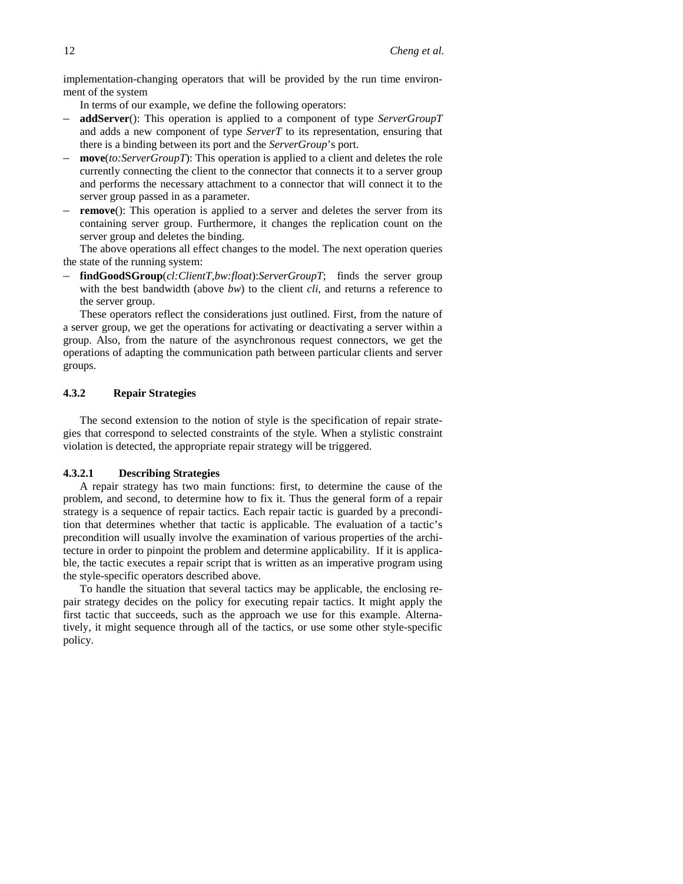implementation-changing operators that will be provided by the run time environment of the system

In terms of our example, we define the following operators:

- **addServer**(): This operation is applied to a component of type *ServerGroupT* and adds a new component of type *ServerT* to its representation, ensuring that there is a binding between its port and the *ServerGroup*'s port.
- **move**(*to:ServerGroupT*): This operation is applied to a client and deletes the role currently connecting the client to the connector that connects it to a server group and performs the necessary attachment to a connector that will connect it to the server group passed in as a parameter.
- **remove**(): This operation is applied to a server and deletes the server from its containing server group. Furthermore, it changes the replication count on the server group and deletes the binding.

The above operations all effect changes to the model. The next operation queries the state of the running system:

- **findGoodSGroup**(*cl:ClientT,bw:float*):*ServerGroupT*; finds the server group with the best bandwidth (above *bw*) to the client *cli*, and returns a reference to the server group.

These operators reflect the considerations just outlined. First, from the nature of a server group, we get the operations for activating or deactivating a server within a group. Also, from the nature of the asynchronous request connectors, we get the operations of adapting the communication path between particular clients and server groups.

### 4.3.2 Repair Strategies

The second extension to the notion of style is the specification of repair strategies that correspond to selected constraints of the style. When a stylistic constraint violation is detected, the appropriate repair strategy will be triggered.

#### 4.3.2.1 Describing Strategies

A repair strategy has two main functions: first, to determine the cause of the problem, and second, to determine how to fix it. Thus the general form of a repair strategy is a sequence of repair tactics. Each repair tactic is guarded by a precondition that determines whether that tactic is applicable. The evaluation of a tactic's precondition will usually involve the examination of various properties of the architecture in order to pinpoint the problem and determine applicability. If it is applicable, the tactic executes a repair script that is written as an imperative program using the style-specific operators described above.

To handle the situation that several tactics may be applicable, the enclosing repair strategy decides on the policy for executing repair tactics. It might apply the first tactic that succeeds, such as the approach we use for this example. Alternatively, it might sequence through all of the tactics, or use some other style-specific policy.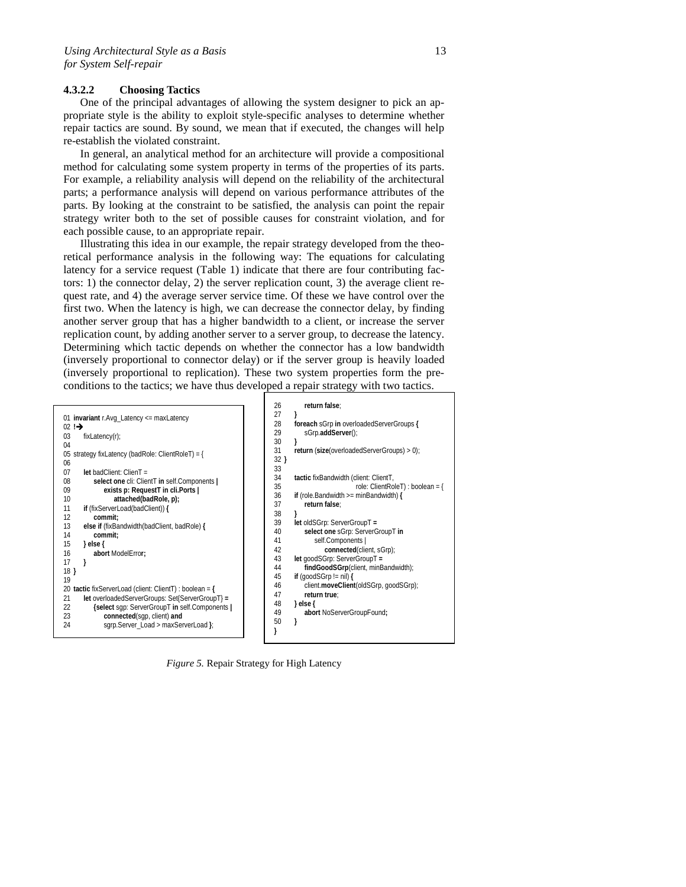#### 4.3.2.2 Choosing Tactics

One of the principal advantages of allowing the system designer to pick an appropriate style is the ability to exploit style-specific analyses to determine whether repair tactics are sound. By sound, we mean that if executed, the changes will help re-establish the violated constraint.

In general, an analytical method for an architecture will provide a compositional method for calculating some system property in terms of the properties of its parts. For example, a reliability analysis will depend on the reliability of the architectural parts; a performance analysis will depend on various performance attributes of the parts. By looking at the constraint to be satisfied, the analysis can point the repair strategy writer both to the set of possible causes for constraint violation, and for each possible cause, to an appropriate repair.

Illustrating this idea in our example, the repair strategy developed from the theoretical performance analysis in the following way: The equations for calculating latency for a service request (Table 1) indicate that there are four contributing factors: 1) the connector delay, 2) the server replication count, 3) the average client request rate, and 4) the average server service time. Of these we have control over the first two. When the latency is high, we can decrease the connector delay, by finding another server group that has a higher bandwidth to a client, or increase the server replication count, by adding another server to a server group, to decrease the latency. Determining which tactic depends on whether the connector has a low bandwidth (inversely proportional to connector delay) or if the server group is heavily loaded (inversely proportional to replication). These two system properties form the preconditions to the tactics; we have thus developed a repair strategy with two tactics.

```
01 invariant r.Avg_Latency <= maxLatency
02 !→
03     fixLatency(r);
04
05 strategy fixLatency (badRole: ClientRoleT) = {
06
07     let badClient: ClienT =
08         select one cli: ClientT in self.Components |
09             exists p: RequestT in cli.Ports |
10                 attached(badRole, p);
11     if (fixServerLoad(badClient)) {
12         commit;
13     else if (fixBandwidth(badClient, badRole) {
14         commit;
15     } else {
16         abort ModelError;
17     }
18 }
19
20 tactic fixServerLoad (client: ClientT) : boolean = {
21     let overloadedServerGroups: Set{ServerGroupT} =
22         {select sgp: ServerGroupT in self.Components |
23             connected(sgp, client) and
24             sgrp.Server_Load > maxServerLoad };
25     if (size(overloadedServerGroups) == 0) {
26         return false;
27     }
28     foreach sGrp in overloadedServerGroups {
29         sGrp.addServer();
30     }
31     return (size(overloadedServerGroups) > 0);
32 }
33
34     tactic fixBandwidth (client: ClientT,
35                          role: ClientRoleT) : boolean = {
36     if (role.Bandwidth >= minBandwidth) {
37         return false;
38     }
39     let oldSGrp: ServerGroupT =
40         select one sGrp: ServerGroupT in
41             self.Components |
42                 connected(client, sGrp);
43     let goodSGrp: ServerGroupT =
44         findGoodSGrp(client, minBandwidth);
45     if (goodSGrp != nil) {
46         client.moveClient(oldSGrp, goodSGrp);
47         return true;
48     } else {
49         abort NoServerGroupFound;
50     }
}
```

*Figure 5.* Repair Strategy for High Latency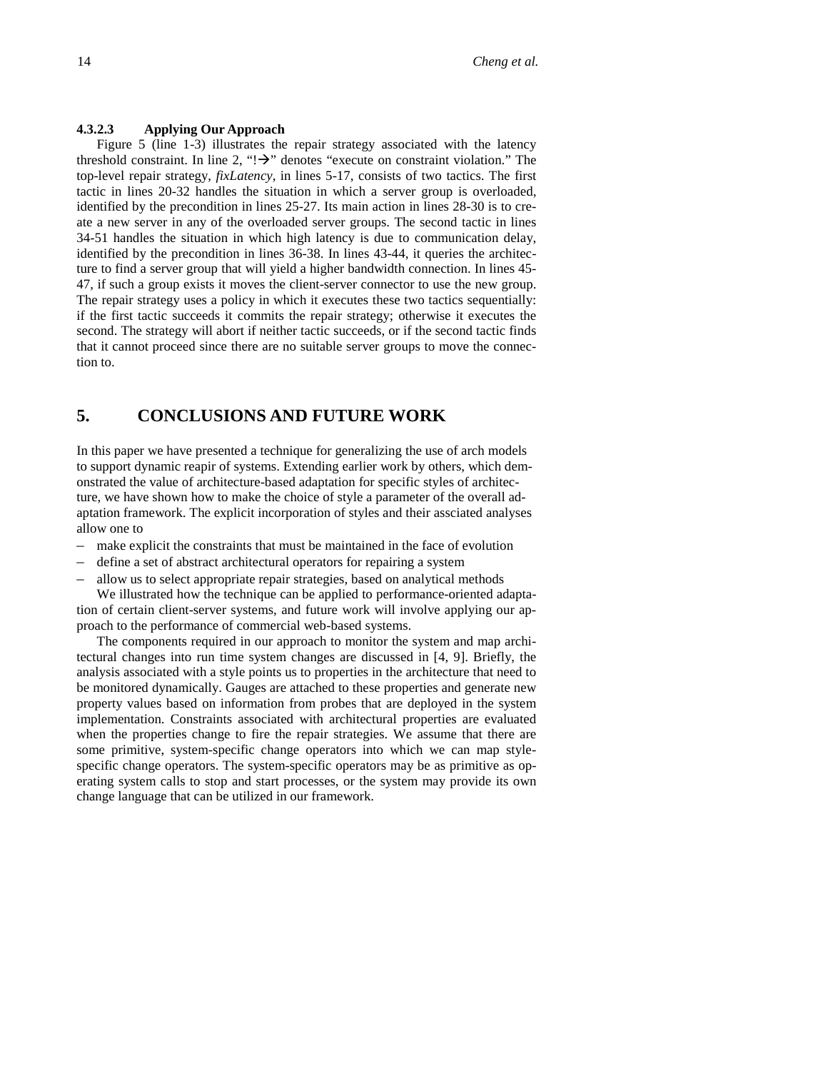#### 4.3.2.3 Applying Our Approach

Figure 5 (line 1-3) illustrates the repair strategy associated with the latency threshold constraint. In line 2, "!→" denotes "execute on constraint violation." The top-level repair strategy, *fixLatency*, in lines 5-17, consists of two tactics. The first tactic in lines 20-32 handles the situation in which a server group is overloaded, identified by the precondition in lines 25-27. Its main action in lines 28-30 is to create a new server in any of the overloaded server groups. The second tactic in lines 34-51 handles the situation in which high latency is due to communication delay, identified by the precondition in lines 36-38. In lines 43-44, it queries the architecture to find a server group that will yield a higher bandwidth connection. In lines 45-47, if such a group exists it moves the client-server connector to use the new group. The repair strategy uses a policy in which it executes these two tactics sequentially: if the first tactic succeeds it commits the repair strategy; otherwise it executes the second. The strategy will abort if neither tactic succeeds, or if the second tactic finds that it cannot proceed since there are no suitable server groups to move the connection to.

## 5. CONCLUSIONS AND FUTURE WORK

In this paper we have presented a technique for generalizing the use of arch models to support dynamic repair of systems. Extending earlier work by others, which demonstrated the value of architecture-based adaptation for specific styles of architecture, we have shown how to make the choice of style a parameter of the overall adaptation framework. The explicit incorporation of styles and their assciated analyses allow one to

- make explicit the constraints that must be maintained in the face of evolution
- define a set of abstract architectural operators for repairing a system
- allow us to select appropriate repair strategies, based on analytical methods

We illustrated how the technique can be applied to performance-oriented adaptation of certain client-server systems, and future work will involve applying our approach to the performance of commercial web-based systems.

The components required in our approach to monitor the system and map architectural changes into run time system changes are discussed in [4, 9]. Briefly, the analysis associated with a style points us to properties in the architecture that need to be monitored dynamically. Gauges are attached to these properties and generate new property values based on information from probes that are deployed in the system implementation. Constraints associated with architectural properties are evaluated when the properties change to fire the repair strategies. We assume that there are some primitive, system-specific change operators into which we can map style-specific change operators. The system-specific operators may be as primitive as operating system calls to stop and start processes, or the system may provide its own change language that can be utilized in our framework.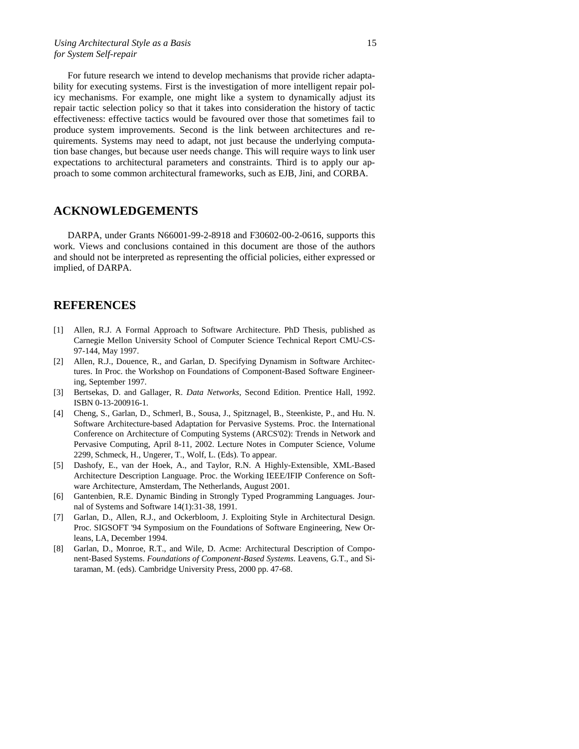For future research we intend to develop mechanisms that provide richer adaptability for executing systems. First is the investigation of more intelligent repair policy mechanisms. For example, one might like a system to dynamically adjust its repair tactic selection policy so that it takes into consideration the history of tactic effectiveness: effective tactics would be favoured over those that sometimes fail to produce system improvements. Second is the link between architectures and requirements. Systems may need to adapt, not just because the underlying computation base changes, but because user needs change. This will require ways to link user expectations to architectural parameters and constraints. Third is to apply our approach to some common architectural frameworks, such as EJB, Jini, and CORBA.

## ACKNOWLEDGEMENTS

DARPA, under Grants N66001-99-2-8918 and F30602-00-2-0616, supports this work. Views and conclusions contained in this document are those of the authors and should not be interpreted as representing the official policies, either expressed or implied, of DARPA.

## REFERENCES

[1] Allen, R.J. A Formal Approach to Software Architecture. PhD Thesis, published as Carnegie Mellon University School of Computer Science Technical Report CMU-CS-97-144, May 1997.

[2] Allen, R.J., Douence, R., and Garlan, D. Specifying Dynamism in Software Architectures. In Proc. the Workshop on Foundations of Component-Based Software Engineering, September 1997.

[3] Bertsekas, D. and Gallager, R. *Data Networks*, Second Edition. Prentice Hall, 1992. ISBN 0-13-200916-1.

[4] Cheng, S., Garlan, D., Schmerl, B., Sousa, J., Spitznagel, B., Steenkiste, P., and Hu. N. Software Architecture-based Adaptation for Pervasive Systems. Proc. the International Conference on Architecture of Computing Systems (ARCS'02): Trends in Network and Pervasive Computing, April 8-11, 2002. Lecture Notes in Computer Science, Volume 2299, Schmeck, H., Ungerer, T., Wolf, L. (Eds). To appear.

[5] Dashofy, E., van der Hoek, A., and Taylor, R.N. A Highly-Extensible, XML-Based Architecture Description Language. Proc. the Working IEEE/IFIP Conference on Software Architecture, Amsterdam, The Netherlands, August 2001.

[6] Gantenbien, R.E. Dynamic Binding in Strongly Typed Programming Languages. Journal of Systems and Software 14(1):31-38, 1991.

[7] Garlan, D., Allen, R.J., and Ockerbloom, J. Exploiting Style in Architectural Design. Proc. SIGSOFT '94 Symposium on the Foundations of Software Engineering, New Orleans, LA, December 1994.

[8] Garlan, D., Monroe, R.T., and Wile, D. Acme: Architectural Description of Component-Based Systems. *Foundations of Component-Based Systems*. Leavens, G.T., and Sitaraman, M. (eds). Cambridge University Press, 2000 pp. 47-68.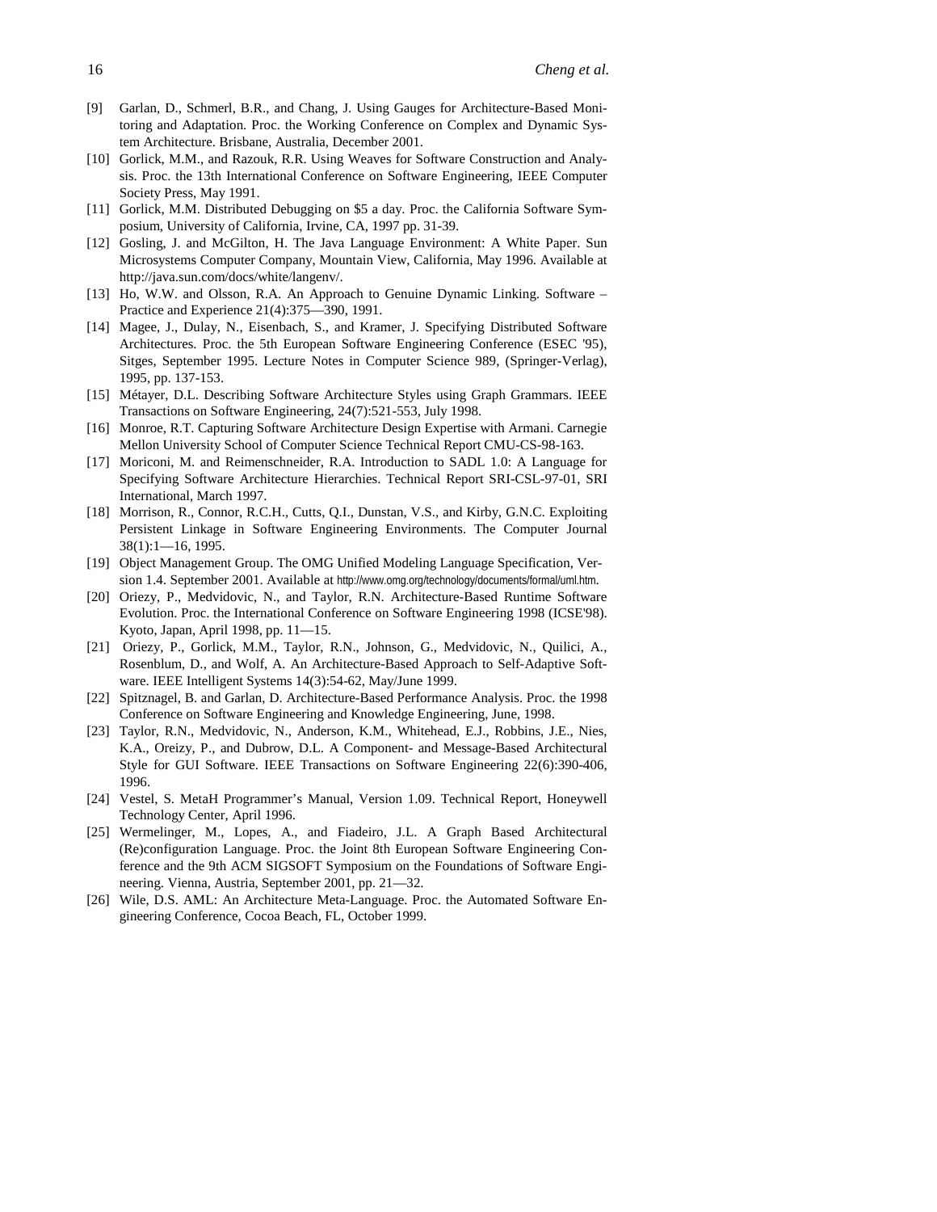[9] Garlan, D., Schmerl, B.R., and Chang, J. Using Gauges for Architecture-Based Monitoring and Adaptation. Proc. the Working Conference on Complex and Dynamic System Architecture. Brisbane, Australia, December 2001.

[10] Gorlick, M.M., and Razouk, R.R. Using Weaves for Software Construction and Analysis. Proc. the 13th International Conference on Software Engineering, IEEE Computer Society Press, May 1991.

[11] Gorlick, M.M. Distributed Debugging on $5 a day. Proc. the California Software Symposium, University of California, Irvine, CA, 1997 pp. 31-39.

[12] Gosling, J. and McGilton, H. The Java Language Environment: A White Paper. Sun Microsystems Computer Company, Mountain View, California, May 1996. Available at http://java.sun.com/docs/white/langenv/.

[13] Ho, W.W. and Olsson, R.A. An Approach to Genuine Dynamic Linking. Software – Practice and Experience 21(4):375—390, 1991.

[14] Magee, J., Dulay, N., Eisenbach, S., and Kramer, J. Specifying Distributed Software Architectures. Proc. the 5th European Software Engineering Conference (ESEC '95), Sitges, September 1995. Lecture Notes in Computer Science 989, (Springer-Verlag), 1995, pp. 137-153.

[15] Métayer, D.L. Describing Software Architecture Styles using Graph Grammars. IEEE Transactions on Software Engineering, 24(7):521-553, July 1998.

[16] Monroe, R.T. Capturing Software Architecture Design Expertise with Armani. Carnegie Mellon University School of Computer Science Technical Report CMU-CS-98-163.

[17] Moriconi, M. and Reimenschneider, R.A. Introduction to SADL 1.0: A Language for Specifying Software Architecture Hierarchies. Technical Report SRI-CSL-97-01, SRI International, March 1997.

[18] Morrison, R., Connor, R.C.H., Cutts, Q.I., Dunstan, V.S., and Kirby, G.N.C. Exploiting Persistent Linkage in Software Engineering Environments. The Computer Journal 38(1):1—16, 1995.

[19] Object Management Group. The OMG Unified Modeling Language Specification, Version 1.4. September 2001. Available at http://www.omg.org/technology/documents/formal/uml.htm.

[20] Oriezy, P., Medvidovic, N., and Taylor, R.N. Architecture-Based Runtime Software Evolution. Proc. the International Conference on Software Engineering 1998 (ICSE'98). Kyoto, Japan, April 1998, pp. 11—15.

[21] Oriezy, P., Gorlick, M.M., Taylor, R.N., Johnson, G., Medvidovic, N., Quilici, A., Rosenblum, D., and Wolf, A. An Architecture-Based Approach to Self-Adaptive Software. IEEE Intelligent Systems 14(3):54-62, May/June 1999.

[22] Spitznagel, B. and Garlan, D. Architecture-Based Performance Analysis. Proc. the 1998 Conference on Software Engineering and Knowledge Engineering, June, 1998.

[23] Taylor, R.N., Medvidovic, N., Anderson, K.M., Whitehead, E.J., Robbins, J.E., Nies, K.A., Oreizy, P., and Dubrow, D.L. A Component- and Message-Based Architectural Style for GUI Software. IEEE Transactions on Software Engineering 22(6):390-406, 1996.

[24] Vestel, S. MetaH Programmer's Manual, Version 1.09. Technical Report, Honeywell Technology Center, April 1996.

[25] Wermelinger, M., Lopes, A., and Fiadeiro, J.L. A Graph Based Architectural (Re)configuration Language. Proc. the Joint 8th European Software Engineering Conference and the 9th ACM SIGSOFT Symposium on the Foundations of Software Engineering. Vienna, Austria, September 2001, pp. 21—32.

[26] Wile, D.S. AML: An Architecture Meta-Language. Proc. the Automated Software Engineering Conference, Cocoa Beach, FL, October 1999.